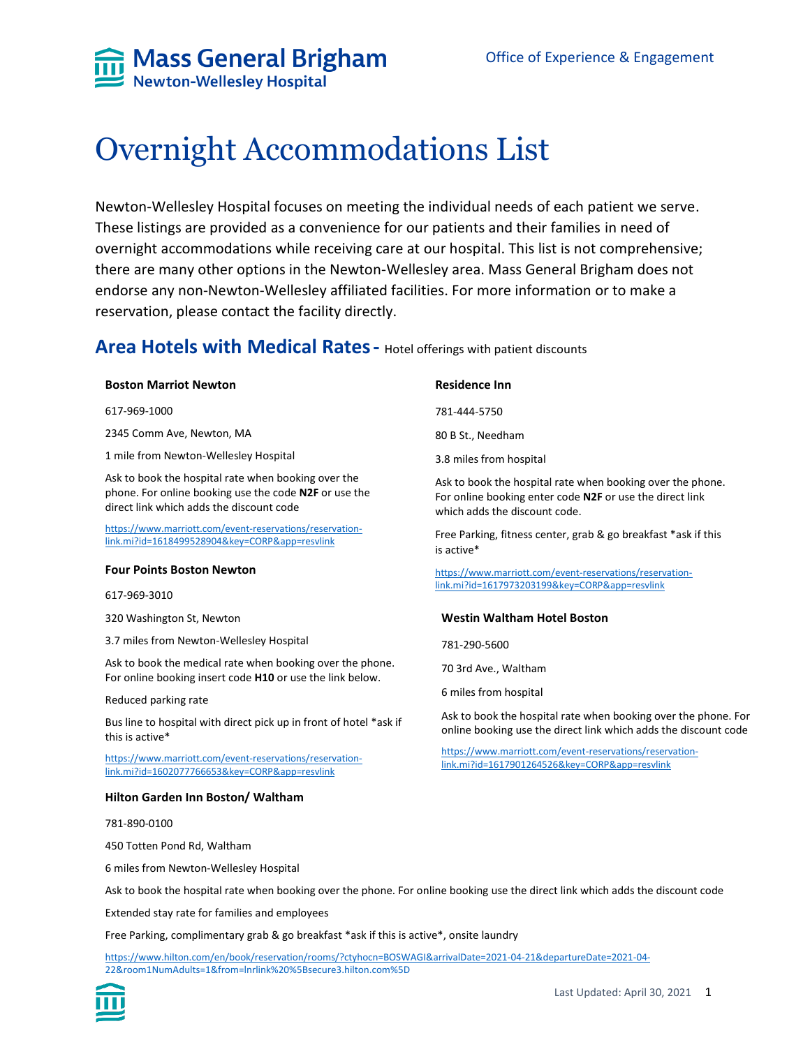Mass General Brigham
Newton-Wellesley Hospital

Office of Experience & Engagement

# Overnight Accommodations List

Newton-Wellesley Hospital focuses on meeting the individual needs of each patient we serve. These listings are provided as a convenience for our patients and their families in need of overnight accommodations while receiving care at our hospital. This list is not comprehensive; there are many other options in the Newton-Wellesley area. Mass General Brigham does not endorse any non-Newton-Wellesley affiliated facilities. For more information or to make a reservation, please contact the facility directly.

## Area Hotels with Medical Rates - Hotel offerings with patient discounts

### Boston Marriott Newton

617-969-1000

2345 Comm Ave, Newton, MA

1 mile from Newton-Wellesley Hospital

Ask to book the hospital rate when booking over the phone. For online booking use the code **N2F** or use the direct link which adds the discount code

https://www.marriott.com/event-reservations/reservation-link.mi?id=1618499528904&key=CORP&app=resvlink

### Four Points Boston Newton

617-969-3010

320 Washington St, Newton

3.7 miles from Newton-Wellesley Hospital

Ask to book the medical rate when booking over the phone. For online booking insert code **H10** or use the link below.

Reduced parking rate

Bus line to hospital with direct pick up in front of hotel *ask if this is active*

https://www.marriott.com/event-reservations/reservation-link.mi?id=1602077766653&key=CORP&app=resvlink

### Hilton Garden Inn Boston/ Waltham

781-890-0100

450 Totten Pond Rd, Waltham

6 miles from Newton-Wellesley Hospital

Ask to book the hospital rate when booking over the phone. For online booking use the direct link which adds the discount code

Extended stay rate for families and employees

Free Parking, complimentary grab & go breakfast *ask if this is active*, onsite laundry

https://www.hilton.com/en/book/reservation/rooms/?ctyhocn=BOSWAGI&arrivalDate=2021-04-21&departureDate=2021-04-22&room1NumAdults=1&from=lnrlink%20%5Bsecure3.hilton.com%5D

### Residence Inn

781-444-5750

80 B St., Needham

3.8 miles from hospital

Ask to book the hospital rate when booking over the phone. For online booking enter code **N2F** or use the direct link which adds the discount code.

Free Parking, fitness center, grab & go breakfast *ask if this is active*

https://www.marriott.com/event-reservations/reservation-link.mi?id=1617973203199&key=CORP&app=resvlink

### Westin Waltham Hotel Boston

781-290-5600

70 3rd Ave., Waltham

6 miles from hospital

Ask to book the hospital rate when booking over the phone. For online booking use the direct link which adds the discount code

https://www.marriott.com/event-reservations/reservation-link.mi?id=1617901264526&key=CORP&app=resvlink

Last Updated: April 30, 2021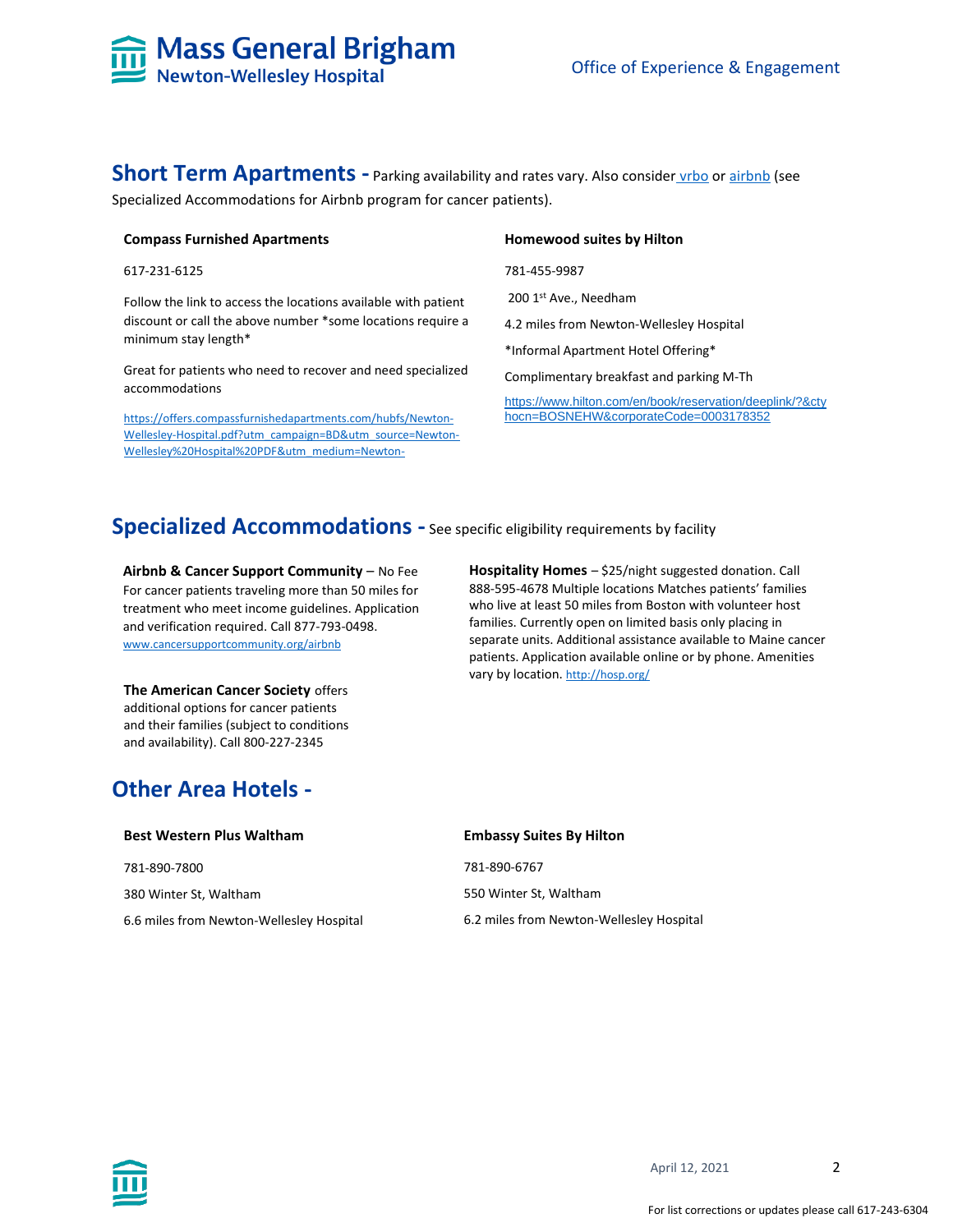## Short Term Apartments - Parking availability and rates vary. Also consider vrbo or airbnb (see Specialized Accommodations for Airbnb program for cancer patients).

**Compass Furnished Apartments**

617-231-6125

Follow the link to access the locations available with patient discount or call the above number *some locations require a minimum stay length*

Great for patients who need to recover and need specialized accommodations

https://offers.compassfurnishedapartments.com/hubfs/Newton-Wellesley-Hospital.pdf?utm_campaign=BD&utm_source=Newton-Wellesley%20Hospital%20PDF&utm_medium=Newton-

**Homewood suites by Hilton**

781-455-9987

200 1st Ave., Needham

4.2 miles from Newton-Wellesley Hospital

*Informal Apartment Hotel Offering*

Complimentary breakfast and parking M-Th

https://www.hilton.com/en/book/reservation/deeplink/?&ctyhocn=BOSNEHW&corporateCode=0003178352

## Specialized Accommodations - See specific eligibility requirements by facility

**Airbnb & Cancer Support Community** – No Fee For cancer patients traveling more than 50 miles for treatment who meet income guidelines. Application and verification required. Call 877-793-0498. www.cancersupportcommunity.org/airbnb

**The American Cancer Society** offers additional options for cancer patients and their families (subject to conditions and availability). Call 800-227-2345

**Hospitality Homes** – $25/night suggested donation. Call 888-595-4678 Multiple locations Matches patients' families who live at least 50 miles from Boston with volunteer host families. Currently open on limited basis only placing in separate units. Additional assistance available to Maine cancer patients. Application available online or by phone. Amenities vary by location. http://hosp.org/

## Other Area Hotels -

**Best Western Plus Waltham**

781-890-7800

380 Winter St, Waltham

6.6 miles from Newton-Wellesley Hospital

**Embassy Suites By Hilton**

781-890-6767

550 Winter St, Waltham

6.2 miles from Newton-Wellesley Hospital

April 12, 2021

For list corrections or updates please call 617-243-6304